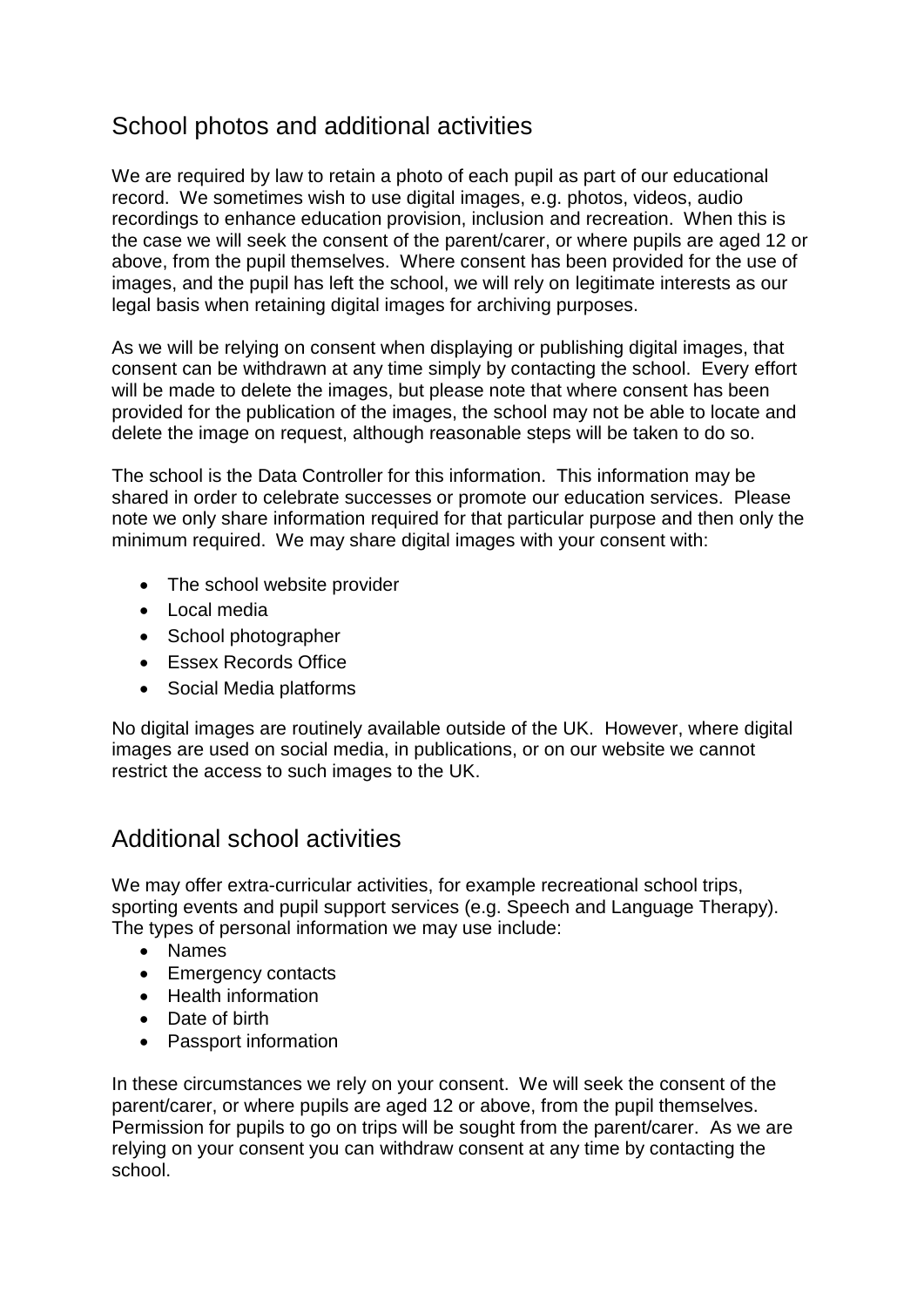## School photos and additional activities

We are required by law to retain a photo of each pupil as part of our educational record. We sometimes wish to use digital images, e.g. photos, videos, audio recordings to enhance education provision, inclusion and recreation. When this is the case we will seek the consent of the parent/carer, or where pupils are aged 12 or above, from the pupil themselves. Where consent has been provided for the use of images, and the pupil has left the school, we will rely on legitimate interests as our legal basis when retaining digital images for archiving purposes.

As we will be relying on consent when displaying or publishing digital images, that consent can be withdrawn at any time simply by contacting the school. Every effort will be made to delete the images, but please note that where consent has been provided for the publication of the images, the school may not be able to locate and delete the image on request, although reasonable steps will be taken to do so.

The school is the Data Controller for this information. This information may be shared in order to celebrate successes or promote our education services. Please note we only share information required for that particular purpose and then only the minimum required. We may share digital images with your consent with:

- The school website provider
- Local media
- School photographer
- Essex Records Office
- Social Media platforms

No digital images are routinely available outside of the UK. However, where digital images are used on social media, in publications, or on our website we cannot restrict the access to such images to the UK.

## Additional school activities

We may offer extra-curricular activities, for example recreational school trips, sporting events and pupil support services (e.g. Speech and Language Therapy). The types of personal information we may use include:

- Names
- Emergency contacts
- Health information
- Date of birth
- Passport information

In these circumstances we rely on your consent. We will seek the consent of the parent/carer, or where pupils are aged 12 or above, from the pupil themselves. Permission for pupils to go on trips will be sought from the parent/carer. As we are relying on your consent you can withdraw consent at any time by contacting the school.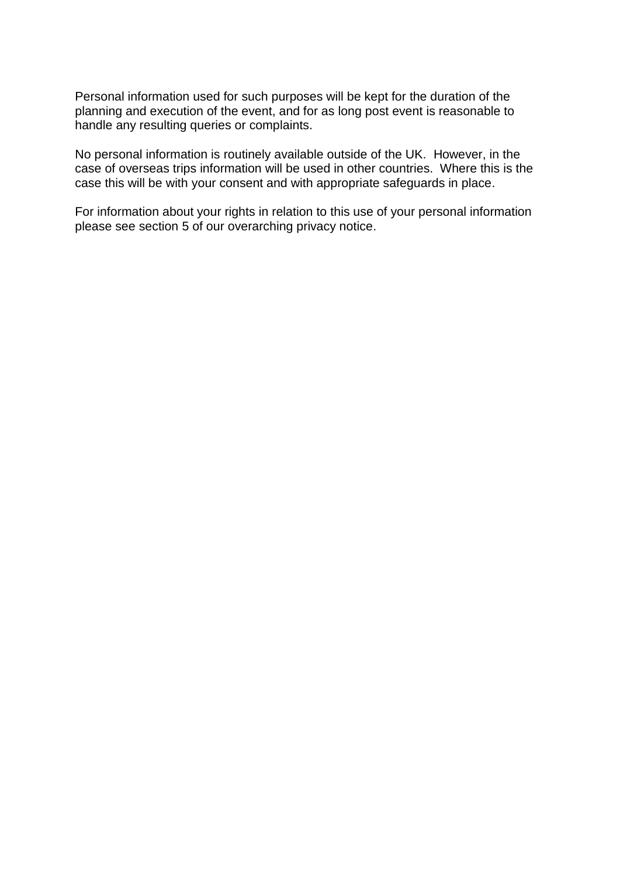Personal information used for such purposes will be kept for the duration of the planning and execution of the event, and for as long post event is reasonable to handle any resulting queries or complaints.

No personal information is routinely available outside of the UK. However, in the case of overseas trips information will be used in other countries. Where this is the case this will be with your consent and with appropriate safeguards in place.

For information about your rights in relation to this use of your personal information please see section 5 of our overarching privacy notice.